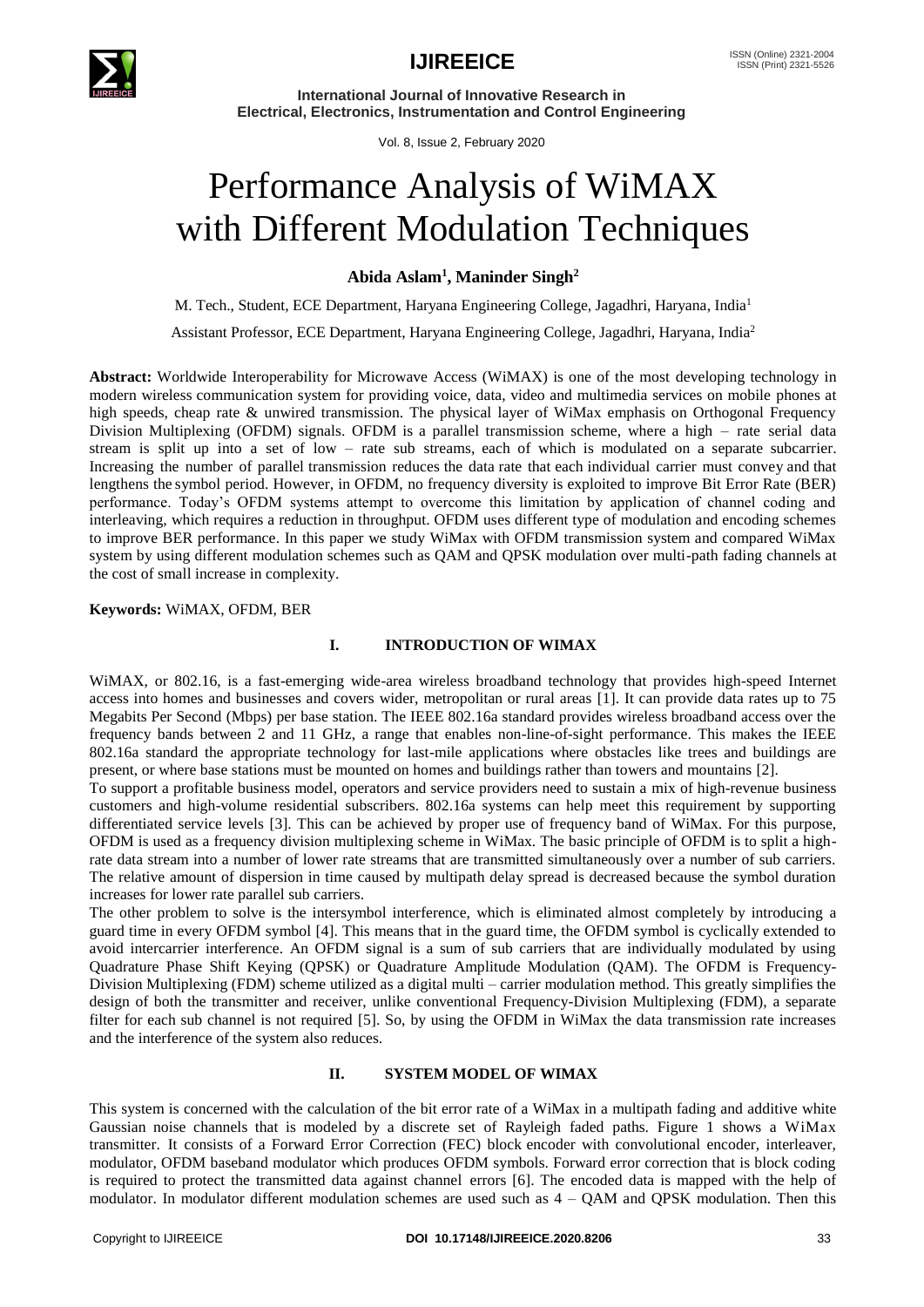# Performance Analysis of WiMAX with Different Modulation Techniques

**Abida Aslam[1], Maninder Singh[2]**

M. Tech., Student, ECE Department, Haryana Engineering College, Jagadhri, Haryana, India[1]

Assistant Professor, ECE Department, Haryana Engineering College, Jagadhri, Haryana, India[2]

**Abstract:** Worldwide Interoperability for Microwave Access (WiMAX) is one of the most developing technology in modern wireless communication system for providing voice, data, video and multimedia services on mobile phones at high speeds, cheap rate & unwired transmission. The physical layer of WiMax emphasis on Orthogonal Frequency Division Multiplexing (OFDM) signals. OFDM is a parallel transmission scheme, where a high – rate serial data stream is split up into a set of low – rate sub streams, each of which is modulated on a separate subcarrier. Increasing the number of parallel transmission reduces the data rate that each individual carrier must convey and that lengthens the symbol period. However, in OFDM, no frequency diversity is exploited to improve Bit Error Rate (BER) performance. Today's OFDM systems attempt to overcome this limitation by application of channel coding and interleaving, which requires a reduction in throughput. OFDM uses different type of modulation and encoding schemes to improve BER performance. In this paper we study WiMax with OFDM transmission system and compared WiMax system by using different modulation schemes such as QAM and QPSK modulation over multi-path fading channels at the cost of small increase in complexity.

**Keywords:** WiMAX, OFDM, BER

## I. INTRODUCTION OF WIMAX

WiMAX, or 802.16, is a fast-emerging wide-area wireless broadband technology that provides high-speed Internet access into homes and businesses and covers wider, metropolitan or rural areas [1]. It can provide data rates up to 75 Megabits Per Second (Mbps) per base station. The IEEE 802.16a standard provides wireless broadband access over the frequency bands between 2 and 11 GHz, a range that enables non-line-of-sight performance. This makes the IEEE 802.16a standard the appropriate technology for last-mile applications where obstacles like trees and buildings are present, or where base stations must be mounted on homes and buildings rather than towers and mountains [2].

To support a profitable business model, operators and service providers need to sustain a mix of high-revenue business customers and high-volume residential subscribers. 802.16a systems can help meet this requirement by supporting differentiated service levels [3]. This can be achieved by proper use of frequency band of WiMax. For this purpose, OFDM is used as a frequency division multiplexing scheme in WiMax. The basic principle of OFDM is to split a high-rate data stream into a number of lower rate streams that are transmitted simultaneously over a number of sub carriers. The relative amount of dispersion in time caused by multipath delay spread is decreased because the symbol duration increases for lower rate parallel sub carriers.

The other problem to solve is the intersymbol interference, which is eliminated almost completely by introducing a guard time in every OFDM symbol [4]. This means that in the guard time, the OFDM symbol is cyclically extended to avoid intercarrier interference. An OFDM signal is a sum of sub carriers that are individually modulated by using Quadrature Phase Shift Keying (QPSK) or Quadrature Amplitude Modulation (QAM). The OFDM is Frequency-Division Multiplexing (FDM) scheme utilized as a digital multi – carrier modulation method. This greatly simplifies the design of both the transmitter and receiver, unlike conventional Frequency-Division Multiplexing (FDM), a separate filter for each sub channel is not required [5]. So, by using the OFDM in WiMax the data transmission rate increases and the interference of the system also reduces.

## II. SYSTEM MODEL OF WIMAX

This system is concerned with the calculation of the bit error rate of a WiMax in a multipath fading and additive white Gaussian noise channels that is modeled by a discrete set of Rayleigh faded paths. Figure 1 shows a WiMax transmitter. It consists of a Forward Error Correction (FEC) block encoder with convolutional encoder, interleaver, modulator, OFDM baseband modulator which produces OFDM symbols. Forward error correction that is block coding is required to protect the transmitted data against channel errors [6]. The encoded data is mapped with the help of modulator. In modulator different modulation schemes are used such as 4 – QAM and QPSK modulation. Then this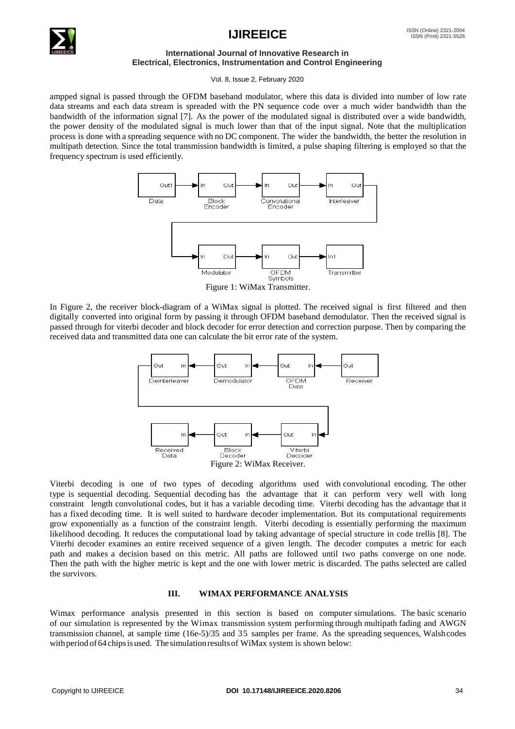ampped signal is passed through the OFDM baseband modulator, where this data is divided into number of low rate data streams and each data stream is spreaded with the PN sequence code over a much wider bandwidth than the bandwidth of the information signal [7]. As the power of the modulated signal is distributed over a wide bandwidth, the power density of the modulated signal is much lower than that of the input signal. Note that the multiplication process is done with a spreading sequence with no DC component. The wider the bandwidth, the better the resolution in multipath detection. Since the total transmission bandwidth is limited, a pulse shaping filtering is employed so that the frequency spectrum is used efficiently.

Out1
Data
In Out
Block Encoder
In Out
Convolutional Encoder
In Out
Interleaver
In Out
Modulator
In Out
OFDM Symbols
In1
Transmitter

Figure 1: WiMax Transmitter.

In Figure 2, the receiver block-diagram of a WiMax signal is plotted. The received signal is first filtered and then digitally converted into original form by passing it through OFDM baseband demodulator. Then the received signal is passed through for viterbi decoder and block decoder for error detection and correction purpose. Then by comparing the received data and transmitted data one can calculate the bit error rate of the system.

Out In
Deinterleaver
Out In
Demodulator
Out In
OFDM Data
Out
Receiver
In
Received Data
Out In
Block Decoder
Out In
Viterbi Decoder

Figure 2: WiMax Receiver.

Viterbi decoding is one of two types of decoding algorithms used with convolutional encoding. The other type is sequential decoding. Sequential decoding has the advantage that it can perform very well with long constraint length convolutional codes, but it has a variable decoding time. Viterbi decoding has the advantage that it has a fixed decoding time. It is well suited to hardware decoder implementation. But its computational requirements grow exponentially as a function of the constraint length. Viterbi decoding is essentially performing the maximum likelihood decoding. It reduces the computational load by taking advantage of special structure in code trellis [8]. The Viterbi decoder examines an entire received sequence of a given length. The decoder computes a metric for each path and makes a decision based on this metric. All paths are followed until two paths converge on one node. Then the path with the higher metric is kept and the one with lower metric is discarded. The paths selected are called the survivors.

## III. WIMAX PERFORMANCE ANALYSIS

Wimax performance analysis presented in this section is based on computer simulations. The basic scenario of our simulation is represented by the Wimax transmission system performing through multipath fading and AWGN transmission channel, at sample time (16e-5)/35 and 35 samples per frame. As the spreading sequences, Walsh codes with period of 64 chips is used. The simulation results of WiMax system is shown below: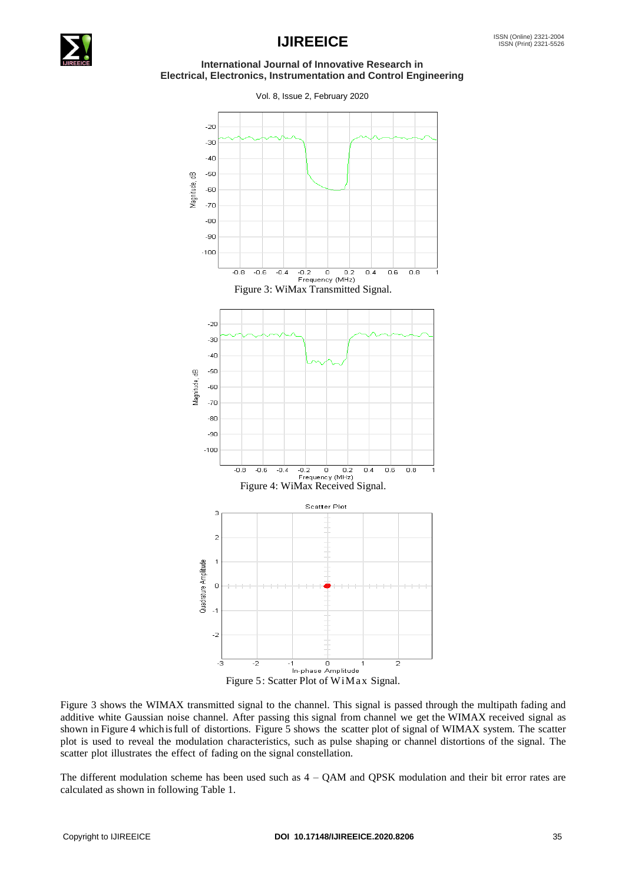-20
-30
-40
-50
-60
-70
-80
-90
-100

Magnitude, dB

-0.8 -0.6 -0.4 -0.2 0 0.2 0.4 0.6 0.8 1

Frequency (MHz)

Figure 3: WiMax Transmitted Signal.

-20
-30
-40
-50
-60
-70
-80
-90
-100

Magnitude, dB

-0.8 -0.6 -0.4 -0.2 0 0.2 0.4 0.6 0.8 1

Frequency (MHz)

Figure 4: WiMax Received Signal.

Scatter Plot

3
2
1
0
-1
-2

Quadrature Amplitude

-3 -2 -1 0 1 2

In-phase Amplitude

Figure 5: Scatter Plot of WiMax Signal.

Figure 3 shows the WIMAX transmitted signal to the channel. This signal is passed through the multipath fading and additive white Gaussian noise channel. After passing this signal from channel we get the WIMAX received signal as shown in Figure 4 which is full of distortions. Figure 5 shows the scatter plot of signal of WIMAX system. The scatter plot is used to reveal the modulation characteristics, such as pulse shaping or channel distortions of the signal. The scatter plot illustrates the effect of fading on the signal constellation.

The different modulation scheme has been used such as 4 – QAM and QPSK modulation and their bit error rates are calculated as shown in following Table 1.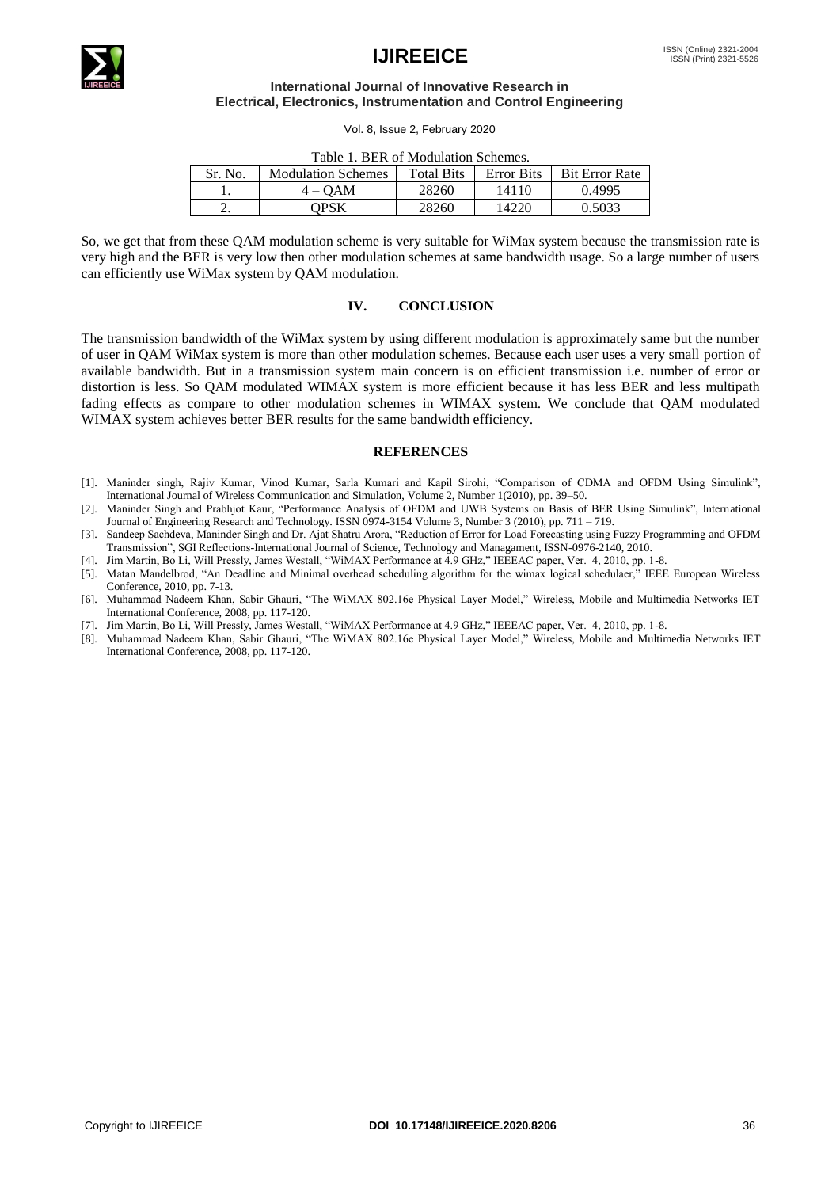Table 1. BER of Modulation Schemes.

| Sr. No. | Modulation Schemes | Total Bits | Error Bits | Bit Error Rate |
|---|---|---|---|---|
| 1. | 4 – QAM | 28260 | 14110 | 0.4995 |
| 2. | QPSK | 28260 | 14220 | 0.5033 |

So, we get that from these QAM modulation scheme is very suitable for WiMax system because the transmission rate is very high and the BER is very low then other modulation schemes at same bandwidth usage. So a large number of users can efficiently use WiMax system by QAM modulation.

## IV. CONCLUSION

The transmission bandwidth of the WiMax system by using different modulation is approximately same but the number of user in QAM WiMax system is more than other modulation schemes. Because each user uses a very small portion of available bandwidth. But in a transmission system main concern is on efficient transmission i.e. number of error or distortion is less. So QAM modulated WIMAX system is more efficient because it has less BER and less multipath fading effects as compare to other modulation schemes in WIMAX system. We conclude that QAM modulated WIMAX system achieves better BER results for the same bandwidth efficiency.

## REFERENCES

[1]. Maninder singh, Rajiv Kumar, Vinod Kumar, Sarla Kumari and Kapil Sirohi, "Comparison of CDMA and OFDM Using Simulink", International Journal of Wireless Communication and Simulation, Volume 2, Number 1(2010), pp. 39–50.

[2]. Maninder Singh and Prabhjot Kaur, "Performance Analysis of OFDM and UWB Systems on Basis of BER Using Simulink", International Journal of Engineering Research and Technology. ISSN 0974-3154 Volume 3, Number 3 (2010), pp. 711 – 719.

[3]. Sandeep Sachdeva, Maninder Singh and Dr. Ajat Shatru Arora, "Reduction of Error for Load Forecasting using Fuzzy Programming and OFDM Transmission", SGI Reflections-International Journal of Science, Technology and Managament, ISSN-0976-2140, 2010.

[4]. Jim Martin, Bo Li, Will Pressly, James Westall, "WiMAX Performance at 4.9 GHz," IEEEAC paper, Ver. 4, 2010, pp. 1-8.

[5]. Matan Mandelbrod, "An Deadline and Minimal overhead scheduling algorithm for the wimax logical schedulaer," IEEE European Wireless Conference, 2010, pp. 7-13.

[6]. Muhammad Nadeem Khan, Sabir Ghauri, "The WiMAX 802.16e Physical Layer Model," Wireless, Mobile and Multimedia Networks IET International Conference, 2008, pp. 117-120.

[7]. Jim Martin, Bo Li, Will Pressly, James Westall, "WiMAX Performance at 4.9 GHz," IEEEAC paper, Ver. 4, 2010, pp. 1-8.

[8]. Muhammad Nadeem Khan, Sabir Ghauri, "The WiMAX 802.16e Physical Layer Model," Wireless, Mobile and Multimedia Networks IET International Conference, 2008, pp. 117-120.